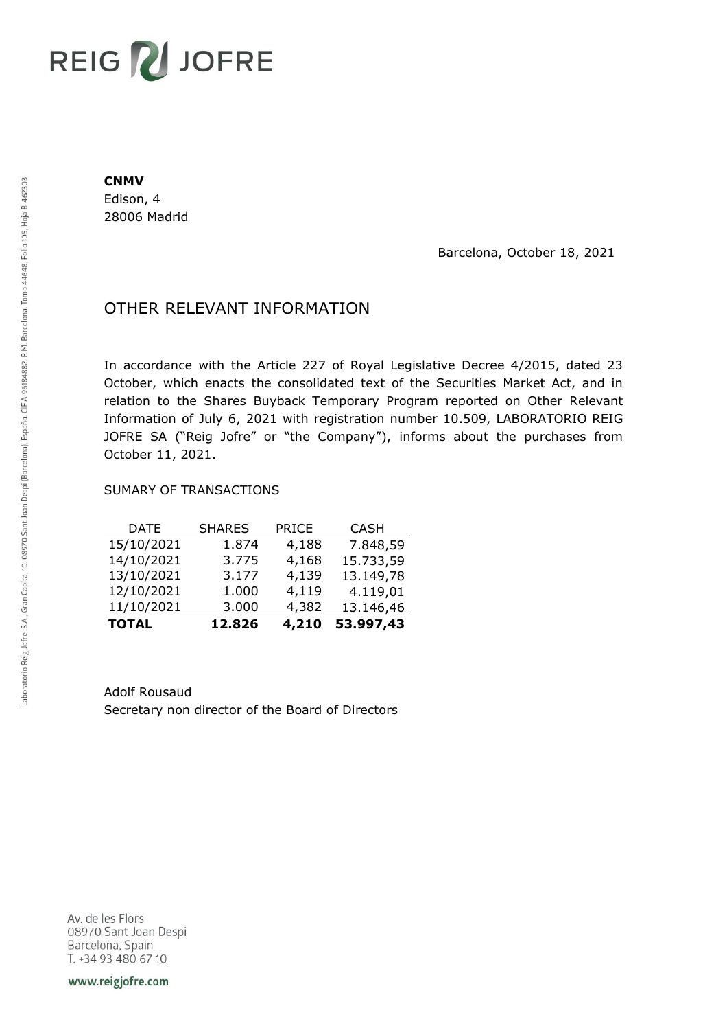REIG JOFRE

**CNMV**
Edison, 4
28006 Madrid

Barcelona, October 18, 2021

# OTHER RELEVANT INFORMATION

In accordance with the Article 227 of Royal Legislative Decree 4/2015, dated 23 October, which enacts the consolidated text of the Securities Market Act, and in relation to the Shares Buyback Temporary Program reported on Other Relevant Information of July 6, 2021 with registration number 10.509, LABORATORIO REIG JOFRE SA ("Reig Jofre" or "the Company"), informs about the purchases from October 11, 2021.

SUMARY OF TRANSACTIONS

| DATE | SHARES | PRICE | CASH |
|---|---|---|---|
| 15/10/2021 | 1.874 | 4,188 | 7.848,59 |
| 14/10/2021 | 3.775 | 4,168 | 15.733,59 |
| 13/10/2021 | 3.177 | 4,139 | 13.149,78 |
| 12/10/2021 | 1.000 | 4,119 | 4.119,01 |
| 11/10/2021 | 3.000 | 4,382 | 13.146,46 |
| **TOTAL** | **12.826** | **4,210** | **53.997,43** |

Adolf Rousaud
Secretary non director of the Board of Directors

Laboratorio Reig Jofre, S.A., Gran Capita, 10, 08970 Sant Joan Despi (Barcelona), España. CIF A-96184882. R.M. Barcelona, Tomo 44648, Folio 105, Hoja B-462303.

Av. de les Flors
08970 Sant Joan Despi
Barcelona, Spain
T. +34 93 480 67 10

www.reigjofre.com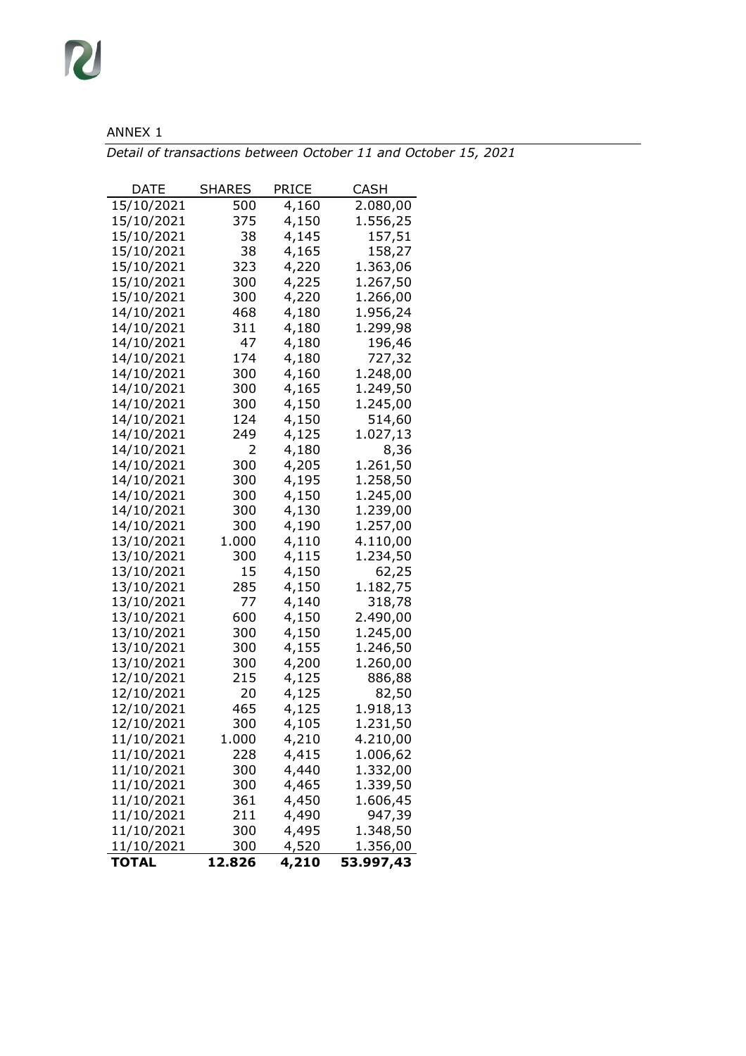ANNEX 1

*Detail of transactions between October 11 and October 15, 2021*

| DATE | SHARES | PRICE | CASH |
|---|---|---|---|
| 15/10/2021 | 500 | 4,160 | 2.080,00 |
| 15/10/2021 | 375 | 4,150 | 1.556,25 |
| 15/10/2021 | 38 | 4,145 | 157,51 |
| 15/10/2021 | 38 | 4,165 | 158,27 |
| 15/10/2021 | 323 | 4,220 | 1.363,06 |
| 15/10/2021 | 300 | 4,225 | 1.267,50 |
| 15/10/2021 | 300 | 4,220 | 1.266,00 |
| 14/10/2021 | 468 | 4,180 | 1.956,24 |
| 14/10/2021 | 311 | 4,180 | 1.299,98 |
| 14/10/2021 | 47 | 4,180 | 196,46 |
| 14/10/2021 | 174 | 4,180 | 727,32 |
| 14/10/2021 | 300 | 4,160 | 1.248,00 |
| 14/10/2021 | 300 | 4,165 | 1.249,50 |
| 14/10/2021 | 300 | 4,150 | 1.245,00 |
| 14/10/2021 | 124 | 4,150 | 514,60 |
| 14/10/2021 | 249 | 4,125 | 1.027,13 |
| 14/10/2021 | 2 | 4,180 | 8,36 |
| 14/10/2021 | 300 | 4,205 | 1.261,50 |
| 14/10/2021 | 300 | 4,195 | 1.258,50 |
| 14/10/2021 | 300 | 4,150 | 1.245,00 |
| 14/10/2021 | 300 | 4,130 | 1.239,00 |
| 14/10/2021 | 300 | 4,190 | 1.257,00 |
| 13/10/2021 | 1.000 | 4,110 | 4.110,00 |
| 13/10/2021 | 300 | 4,115 | 1.234,50 |
| 13/10/2021 | 15 | 4,150 | 62,25 |
| 13/10/2021 | 285 | 4,150 | 1.182,75 |
| 13/10/2021 | 77 | 4,140 | 318,78 |
| 13/10/2021 | 600 | 4,150 | 2.490,00 |
| 13/10/2021 | 300 | 4,150 | 1.245,00 |
| 13/10/2021 | 300 | 4,155 | 1.246,50 |
| 13/10/2021 | 300 | 4,200 | 1.260,00 |
| 12/10/2021 | 215 | 4,125 | 886,88 |
| 12/10/2021 | 20 | 4,125 | 82,50 |
| 12/10/2021 | 465 | 4,125 | 1.918,13 |
| 12/10/2021 | 300 | 4,105 | 1.231,50 |
| 11/10/2021 | 1.000 | 4,210 | 4.210,00 |
| 11/10/2021 | 228 | 4,415 | 1.006,62 |
| 11/10/2021 | 300 | 4,440 | 1.332,00 |
| 11/10/2021 | 300 | 4,465 | 1.339,50 |
| 11/10/2021 | 361 | 4,450 | 1.606,45 |
| 11/10/2021 | 211 | 4,490 | 947,39 |
| 11/10/2021 | 300 | 4,495 | 1.348,50 |
| 11/10/2021 | 300 | 4,520 | 1.356,00 |
| **TOTAL** | **12.826** | **4,210** | **53.997,43** |